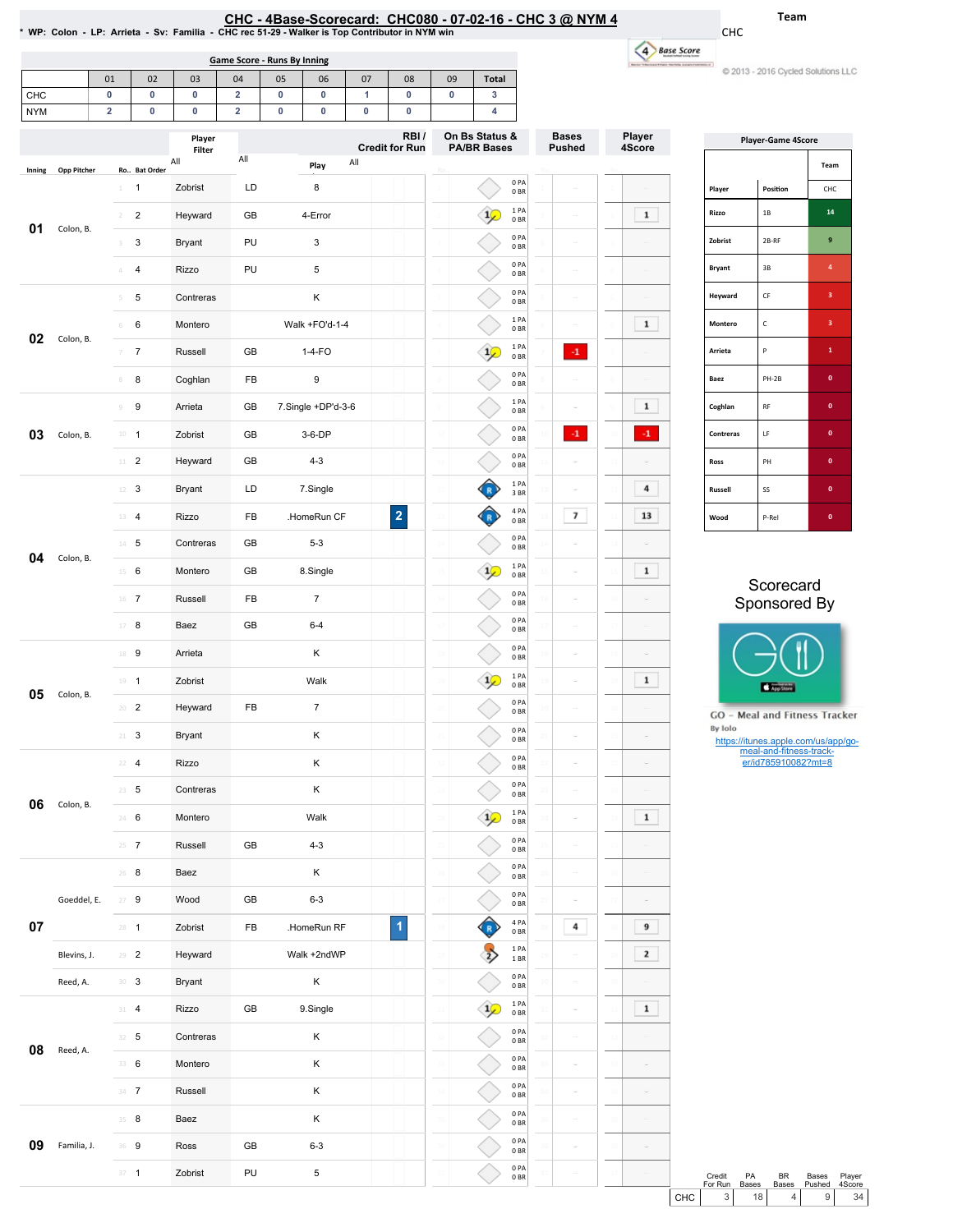# CHC - 4Base-Scorecard: CHC080 - 07-02-16 - CHC 3 @ NYM 4

* WP: Colon - LP: Arrieta - Sv: Familia - CHC rec 51-29 - Walker is Top Contributor in NYM win

Team: CHC

© 2013 - 2016 Cycled Solutions LLC

## Game Score - Runs By Inning

| | 01 | 02 | 03 | 04 | 05 | 06 | 07 | 08 | 09 | Total |
|---|---|---|---|---|---|---|---|---|---|---|
| CHC | 0 | 0 | 0 | 2 | 0 | 0 | 1 | 0 | 0 | 3 |
| NYM | 2 | 0 | 0 | 2 | 0 | 0 | 0 | 0 | | 4 |

| Inning | Opp Pitcher | Ro.. | Bat Order | Player | | Play | RBI / Credit for Run | On Bs Status & PA/BR Bases | Bases Pushed | Player 4Score |
|---|---|---|---|---|---|---|---|---|---|---|
| 01 | Colon, B. | 1 | 1 | Zobrist | LD | 8 | | 0 PA 0 BR | | |
| | | 2 | 2 | Heyward | GB | 4-Error | | 1 PA 0 BR | | 1 |
| | | 3 | 3 | Bryant | PU | 3 | | 0 PA 0 BR | | |
| | | 4 | 4 | Rizzo | PU | 5 | | 0 PA 0 BR | | |
| 02 | Colon, B. | 5 | 5 | Contreras | | K | | 0 PA 0 BR | | |
| | | 6 | 6 | Montero | | Walk +FO'd-1-4 | | 1 PA 0 BR | | 1 |
| | | 7 | 7 | Russell | GB | 1-4-FO | | 1 PA 0 BR | -1 | |
| | | 8 | 8 | Coghlan | FB | 9 | | 0 PA 0 BR | | |
| 03 | Colon, B. | 9 | 9 | Arrieta | GB | 7.Single +DP'd-3-6 | | 1 PA 0 BR | | 1 |
| | | 10 | 1 | Zobrist | GB | 3-6-DP | | 0 PA 0 BR | -1 | -1 |
| | | 11 | 2 | Heyward | GB | 4-3 | | 0 PA 0 BR | | |
| 04 | Colon, B. | 12 | 3 | Bryant | LD | 7.Single | | 1 PA 3 BR | | 4 |
| | | 13 | 4 | Rizzo | FB | .HomeRun CF | 2 | 4 PA 0 BR | 7 | 13 |
| | | 14 | 5 | Contreras | GB | 5-3 | | 0 PA 0 BR | | |
| | | 15 | 6 | Montero | GB | 8.Single | | 1 PA 0 BR | | 1 |
| | | 16 | 7 | Russell | FB | 7 | | 0 PA 0 BR | | |
| | | 17 | 8 | Baez | GB | 6-4 | | 0 PA 0 BR | | |
| 05 | Colon, B. | 18 | 9 | Arrieta | | K | | 0 PA 0 BR | | |
| | | 19 | 1 | Zobrist | | Walk | | 1 PA 0 BR | | 1 |
| | | 20 | 2 | Heyward | FB | 7 | | 0 PA 0 BR | | |
| | | 21 | 3 | Bryant | | K | | 0 PA 0 BR | | |
| 06 | Colon, B. | 22 | 4 | Rizzo | | K | | 0 PA 0 BR | | |
| | | 23 | 5 | Contreras | | K | | 0 PA 0 BR | | |
| | | 24 | 6 | Montero | | Walk | | 1 PA 0 BR | | 1 |
| | | 25 | 7 | Russell | GB | 4-3 | | 0 PA 0 BR | | |
| 07 | | 26 | 8 | Baez | | K | | 0 PA 0 BR | | |
| | Goeddel, E. | 27 | 9 | Wood | GB | 6-3 | | 0 PA 0 BR | | |
| | | 28 | 1 | Zobrist | FB | .HomeRun RF | 1 | 4 PA 0 BR | 4 | 9 |
| | Blevins, J. | 29 | 2 | Heyward | | Walk +2ndWP | | 1 PA 1 BR | | 2 |
| | Reed, A. | 30 | 3 | Bryant | | K | | 0 PA 0 BR | | |
| 08 | Reed, A. | 31 | 4 | Rizzo | GB | 9.Single | | 1 PA 0 BR | | 1 |
| | | 32 | 5 | Contreras | | K | | 0 PA 0 BR | | |
| | | 33 | 6 | Montero | | K | | 0 PA 0 BR | | |
| | | 34 | 7 | Russell | | K | | 0 PA 0 BR | | |
| 09 | Familia, J. | 35 | 8 | Baez | | K | | 0 PA 0 BR | | |
| | | 36 | 9 | Ross | GB | 6-3 | | 0 PA 0 BR | | |
| | | 37 | 1 | Zobrist | PU | 5 | | 0 PA 0 BR | | |

## Player-Game 4Score

| Player | Position | CHC |
|---|---|---|
| Rizzo | 1B | 14 |
| Zobrist | 2B-RF | 9 |
| Bryant | 3B | 4 |
| Heyward | CF | 3 |
| Montero | C | 3 |
| Arrieta | P | 1 |
| Baez | PH-2B | 0 |
| Coghlan | RF | 0 |
| Contreras | LF | 0 |
| Ross | PH | 0 |
| Russell | SS | 0 |
| Wood | P-Rel | 0 |

Scorecard Sponsored By

GO - Meal and Fitness Tracker
By Iolo
https://itunes.apple.com/us/app/go-meal-and-fitness-track-er/id785910082?mt=8

| | Credit For Run | PA Bases | BR Bases | Bases Pushed | Player 4Score |
|---|---|---|---|---|---|
| CHC | 3 | 18 | 4 | 9 | 34 |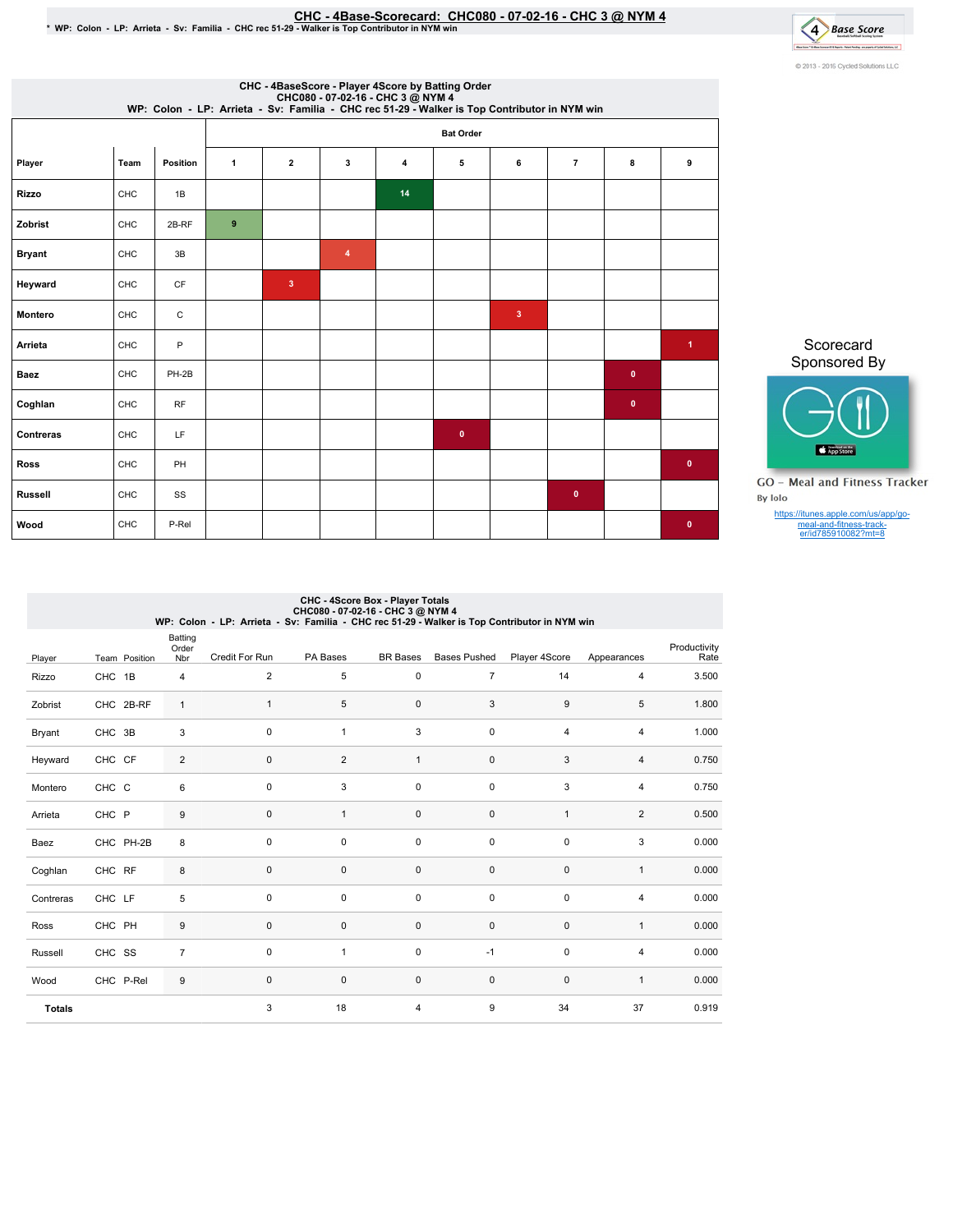# CHC - 4Base-Scorecard: CHC080 - 07-02-16 - CHC 3 @ NYM 4

\* WP: Colon - LP: Arrieta - Sv: Familia - CHC rec 51-29 - Walker is Top Contributor in NYM win

© 2013 - 2016 Cycled Solutions LLC

## CHC - 4BaseScore - Player 4Score by Batting Order
### CHC080 - 07-02-16 - CHC 3 @ NYM 4
### WP: Colon - LP: Arrieta - Sv: Familia - CHC rec 51-29 - Walker is Top Contributor in NYM win

| | | | Bat Order | | | | | | | | |
|---|---|---|---|---|---|---|---|---|---|---|---|
| Player | Team | Position | 1 | 2 | 3 | 4 | 5 | 6 | 7 | 8 | 9 |
| Rizzo | CHC | 1B | | | | 14 | | | | | |
| Zobrist | CHC | 2B-RF | 9 | | | | | | | | |
| Bryant | CHC | 3B | | | 4 | | | | | | |
| Heyward | CHC | CF | | 3 | | | | | | | |
| Montero | CHC | C | | | | | | 3 | | | |
| Arrieta | CHC | P | | | | | | | | | 1 |
| Baez | CHC | PH-2B | | | | | | | | 0 | |
| Coghlan | CHC | RF | | | | | | | | 0 | |
| Contreras | CHC | LF | | | | | 0 | | | | |
| Ross | CHC | PH | | | | | | | | | 0 |
| Russell | CHC | SS | | | | | | | 0 | | |
| Wood | CHC | P-Rel | | | | | | | | | 0 |

Scorecard Sponsored By

GO – Meal and Fitness Tracker
By Iolo

https://itunes.apple.com/us/app/go-meal-and-fitness-track-er/id785910082?mt=8

## CHC - 4Score Box - Player Totals
### CHC080 - 07-02-16 - CHC 3 @ NYM 4
### WP: Colon - LP: Arrieta - Sv: Familia - CHC rec 51-29 - Walker is Top Contributor in NYM win

| Player | Team | Position | Batting Order Nbr | Credit For Run | PA Bases | BR Bases | Bases Pushed | Player 4Score | Appearances | Productivity Rate |
|---|---|---|---|---|---|---|---|---|---|---|
| Rizzo | CHC | 1B | 4 | 2 | 5 | 0 | 7 | 14 | 4 | 3.500 |
| Zobrist | CHC | 2B-RF | 1 | 1 | 5 | 0 | 3 | 9 | 5 | 1.800 |
| Bryant | CHC | 3B | 3 | 0 | 1 | 3 | 0 | 4 | 4 | 1.000 |
| Heyward | CHC | CF | 2 | 0 | 2 | 1 | 0 | 3 | 4 | 0.750 |
| Montero | CHC | C | 6 | 0 | 3 | 0 | 0 | 3 | 4 | 0.750 |
| Arrieta | CHC | P | 9 | 0 | 1 | 0 | 0 | 1 | 2 | 0.500 |
| Baez | CHC | PH-2B | 8 | 0 | 0 | 0 | 0 | 0 | 3 | 0.000 |
| Coghlan | CHC | RF | 8 | 0 | 0 | 0 | 0 | 0 | 1 | 0.000 |
| Contreras | CHC | LF | 5 | 0 | 0 | 0 | 0 | 0 | 4 | 0.000 |
| Ross | CHC | PH | 9 | 0 | 0 | 0 | 0 | 0 | 1 | 0.000 |
| Russell | CHC | SS | 7 | 0 | 1 | 0 | -1 | 0 | 4 | 0.000 |
| Wood | CHC | P-Rel | 9 | 0 | 0 | 0 | 0 | 0 | 1 | 0.000 |
| **Totals** | | | | 3 | 18 | 4 | 9 | 34 | 37 | 0.919 |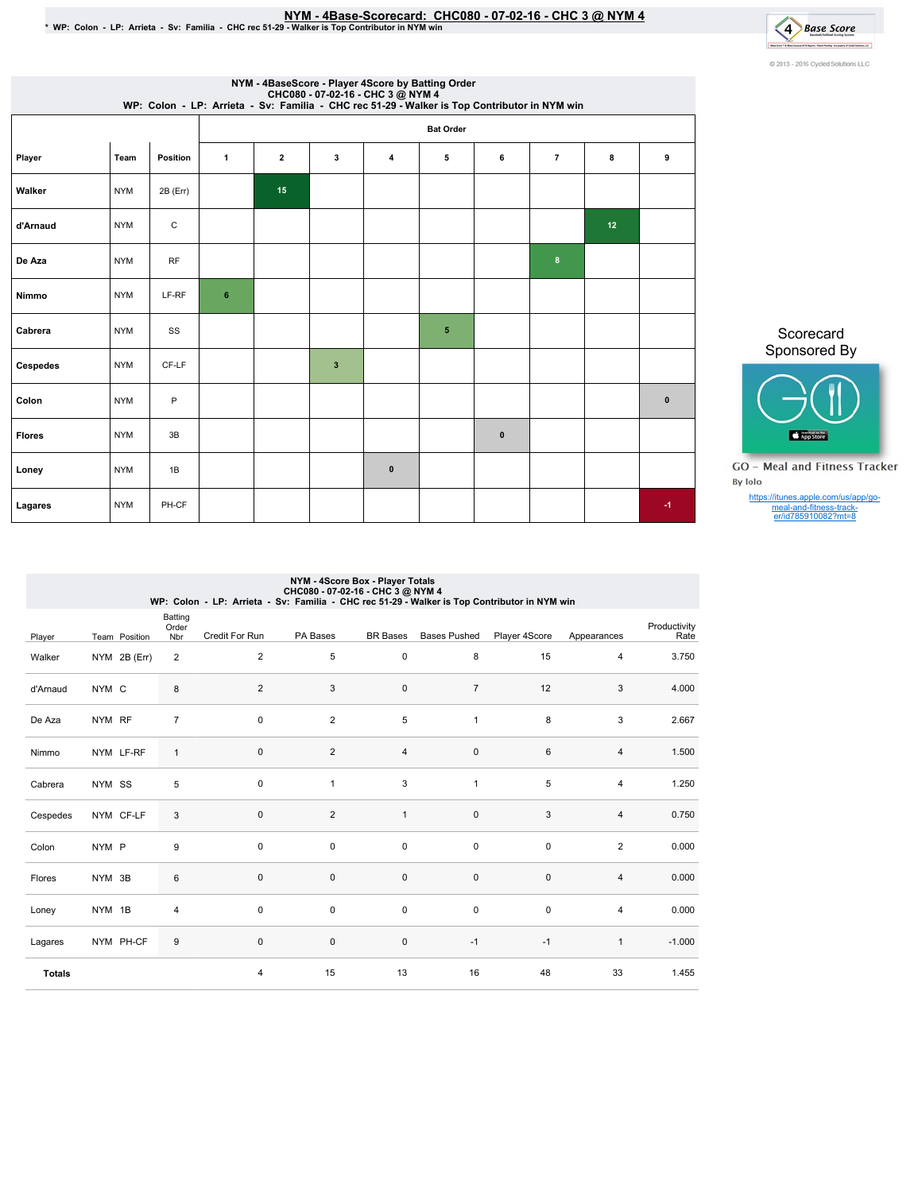# NYM - 4Base-Scorecard: CHC080 - 07-02-16 - CHC 3 @ NYM 4

\* WP: Colon - LP: Arrieta - Sv: Familia - CHC rec 51-29 - Walker is Top Contributor in NYM win

© 2013 - 2016 Cycled Solutions LLC

## NYM - 4BaseScore - Player 4Score by Batting Order
CHC080 - 07-02-16 - CHC 3 @ NYM 4
WP: Colon - LP: Arrieta - Sv: Familia - CHC rec 51-29 - Walker is Top Contributor in NYM win

| Player | Team | Position | Bat Order 1 | 2 | 3 | 4 | 5 | 6 | 7 | 8 | 9 |
|---|---|---|---|---|---|---|---|---|---|---|---|
| Walker | NYM | 2B (Err) | | 15 | | | | | | | |
| d'Arnaud | NYM | C | | | | | | | | 12 | |
| De Aza | NYM | RF | | | | | | | 8 | | |
| Nimmo | NYM | LF-RF | 6 | | | | | | | | |
| Cabrera | NYM | SS | | | | | 5 | | | | |
| Cespedes | NYM | CF-LF | | | 3 | | | | | | |
| Colon | NYM | P | | | | | | | | | 0 |
| Flores | NYM | 3B | | | | | | 0 | | | |
| Loney | NYM | 1B | | | | 0 | | | | | |
| Lagares | NYM | PH-CF | | | | | | | | | -1 |

Scorecard Sponsored By

GO - Meal and Fitness Tracker
By Iolo

https://itunes.apple.com/us/app/go-meal-and-fitness-track-er/id785910082?mt=8

## NYM - 4Score Box - Player Totals
CHC080 - 07-02-16 - CHC 3 @ NYM 4
WP: Colon - LP: Arrieta - Sv: Familia - CHC rec 51-29 - Walker is Top Contributor in NYM win

| Player | Team | Position | Batting Order Nbr | Credit For Run | PA Bases | BR Bases | Bases Pushed | Player 4Score | Appearances | Productivity Rate |
|---|---|---|---|---|---|---|---|---|---|---|
| Walker | NYM | 2B (Err) | 2 | 2 | 5 | 0 | 8 | 15 | 4 | 3.750 |
| d'Arnaud | NYM | C | 8 | 2 | 3 | 0 | 7 | 12 | 3 | 4.000 |
| De Aza | NYM | RF | 7 | 0 | 2 | 5 | 1 | 8 | 3 | 2.667 |
| Nimmo | NYM | LF-RF | 1 | 0 | 2 | 4 | 0 | 6 | 4 | 1.500 |
| Cabrera | NYM | SS | 5 | 0 | 1 | 3 | 1 | 5 | 4 | 1.250 |
| Cespedes | NYM | CF-LF | 3 | 0 | 2 | 1 | 0 | 3 | 4 | 0.750 |
| Colon | NYM | P | 9 | 0 | 0 | 0 | 0 | 0 | 2 | 0.000 |
| Flores | NYM | 3B | 6 | 0 | 0 | 0 | 0 | 0 | 4 | 0.000 |
| Loney | NYM | 1B | 4 | 0 | 0 | 0 | 0 | 0 | 4 | 0.000 |
| Lagares | NYM | PH-CF | 9 | 0 | 0 | 0 | -1 | -1 | 1 | -1.000 |
| **Totals** | | | | 4 | 15 | 13 | 16 | 48 | 33 | 1.455 |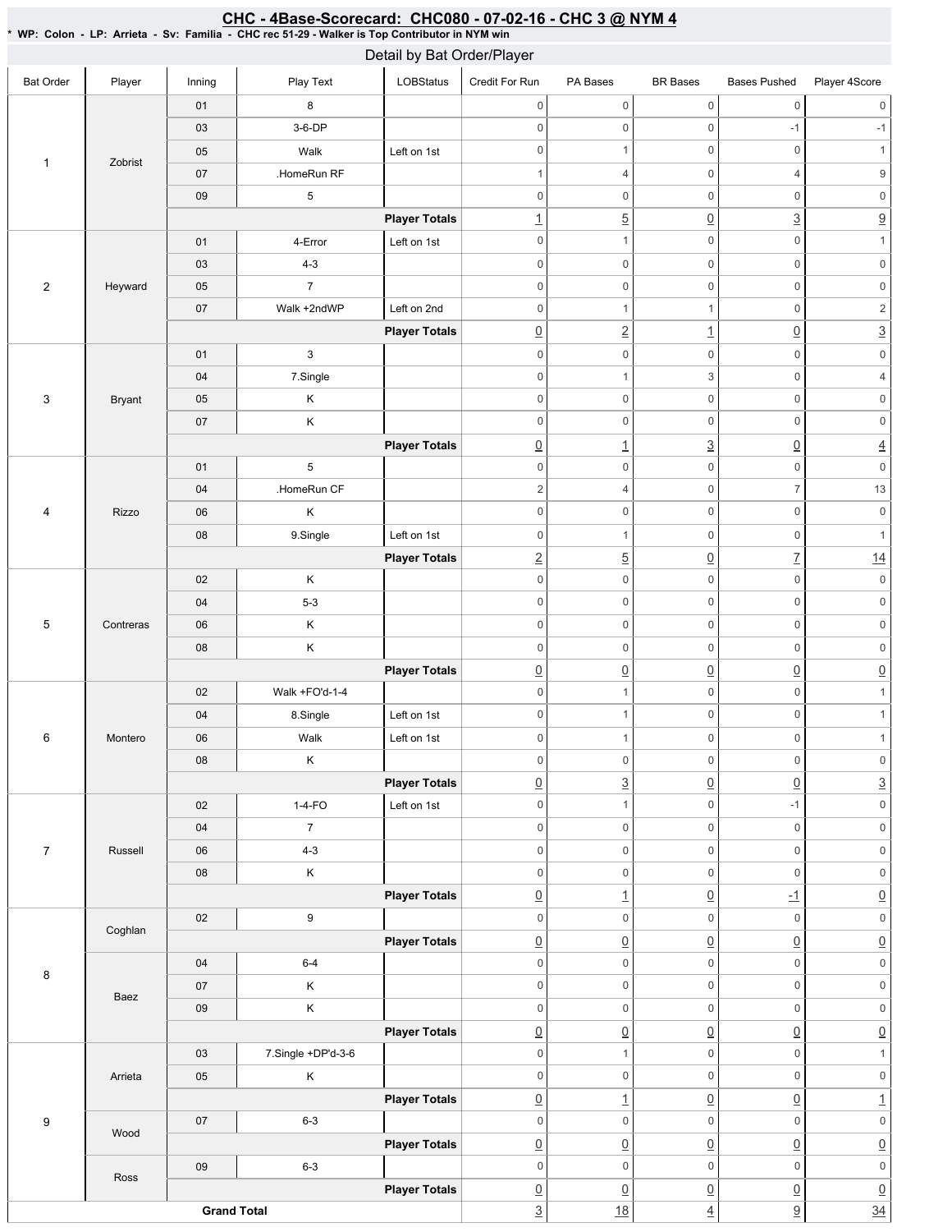## CHC - 4Base-Scorecard: CHC080 - 07-02-16 - CHC 3 @ NYM 4

* WP: Colon - LP: Arrieta - Sv: Familia - CHC rec 51-29 - Walker is Top Contributor in NYM win

### Detail by Bat Order/Player

| Bat Order | Player | Inning | Play Text | LOBStatus | Credit For Run | PA Bases | BR Bases | Bases Pushed | Player 4Score |
|---|---|---|---|---|---|---|---|---|---|
| 1 | Zobrist | 01 | 8 | | 0 | 0 | 0 | 0 | 0 |
| | | 03 | 3-6-DP | | 0 | 0 | 0 | -1 | -1 |
| | | 05 | Walk | Left on 1st | 0 | 1 | 0 | 0 | 1 |
| | | 07 | .HomeRun RF | | 1 | 4 | 0 | 4 | 9 |
| | | 09 | 5 | | 0 | 0 | 0 | 0 | 0 |
| | | | | Player Totals | 1 | 5 | 0 | 3 | 9 |
| 2 | Heyward | 01 | 4-Error | Left on 1st | 0 | 1 | 0 | 0 | 1 |
| | | 03 | 4-3 | | 0 | 0 | 0 | 0 | 0 |
| | | 05 | 7 | | 0 | 0 | 0 | 0 | 0 |
| | | 07 | Walk +2ndWP | Left on 2nd | 0 | 1 | 1 | 0 | 2 |
| | | | | Player Totals | 0 | 2 | 1 | 0 | 3 |
| 3 | Bryant | 01 | 3 | | 0 | 0 | 0 | 0 | 0 |
| | | 04 | 7.Single | | 0 | 1 | 3 | 0 | 4 |
| | | 05 | K | | 0 | 0 | 0 | 0 | 0 |
| | | 07 | K | | 0 | 0 | 0 | 0 | 0 |
| | | | | Player Totals | 0 | 1 | 3 | 0 | 4 |
| 4 | Rizzo | 01 | 5 | | 0 | 0 | 0 | 0 | 0 |
| | | 04 | .HomeRun CF | | 2 | 4 | 0 | 7 | 13 |
| | | 06 | K | | 0 | 0 | 0 | 0 | 0 |
| | | 08 | 9.Single | Left on 1st | 0 | 1 | 0 | 0 | 1 |
| | | | | Player Totals | 2 | 5 | 0 | 7 | 14 |
| 5 | Contreras | 02 | K | | 0 | 0 | 0 | 0 | 0 |
| | | 04 | 5-3 | | 0 | 0 | 0 | 0 | 0 |
| | | 06 | K | | 0 | 0 | 0 | 0 | 0 |
| | | 08 | K | | 0 | 0 | 0 | 0 | 0 |
| | | | | Player Totals | 0 | 0 | 0 | 0 | 0 |
| 6 | Montero | 02 | Walk +FO'd-1-4 | | 0 | 1 | 0 | 0 | 1 |
| | | 04 | 8.Single | Left on 1st | 0 | 1 | 0 | 0 | 1 |
| | | 06 | Walk | Left on 1st | 0 | 1 | 0 | 0 | 1 |
| | | 08 | K | | 0 | 0 | 0 | 0 | 0 |
| | | | | Player Totals | 0 | 3 | 0 | 0 | 3 |
| 7 | Russell | 02 | 1-4-FO | Left on 1st | 0 | 1 | 0 | -1 | 0 |
| | | 04 | 7 | | 0 | 0 | 0 | 0 | 0 |
| | | 06 | 4-3 | | 0 | 0 | 0 | 0 | 0 |
| | | 08 | K | | 0 | 0 | 0 | 0 | 0 |
| | | | | Player Totals | 0 | 1 | 0 | -1 | 0 |
| 8 | Coghlan | 02 | 9 | | 0 | 0 | 0 | 0 | 0 |
| | | | | Player Totals | 0 | 0 | 0 | 0 | 0 |
| | Baez | 04 | 6-4 | | 0 | 0 | 0 | 0 | 0 |
| | | 07 | K | | 0 | 0 | 0 | 0 | 0 |
| | | 09 | K | | 0 | 0 | 0 | 0 | 0 |
| | | | | Player Totals | 0 | 0 | 0 | 0 | 0 |
| 9 | Arrieta | 03 | 7.Single +DP'd-3-6 | | 0 | 1 | 0 | 0 | 1 |
| | | 05 | K | | 0 | 0 | 0 | 0 | 0 |
| | | | | Player Totals | 0 | 1 | 0 | 0 | 1 |
| | Wood | 07 | 6-3 | | 0 | 0 | 0 | 0 | 0 |
| | | | | Player Totals | 0 | 0 | 0 | 0 | 0 |
| | Ross | 09 | 6-3 | | 0 | 0 | 0 | 0 | 0 |
| | | | | Player Totals | 0 | 0 | 0 | 0 | 0 |
| Grand Total | | | | | 3 | 18 | 4 | 9 | 34 |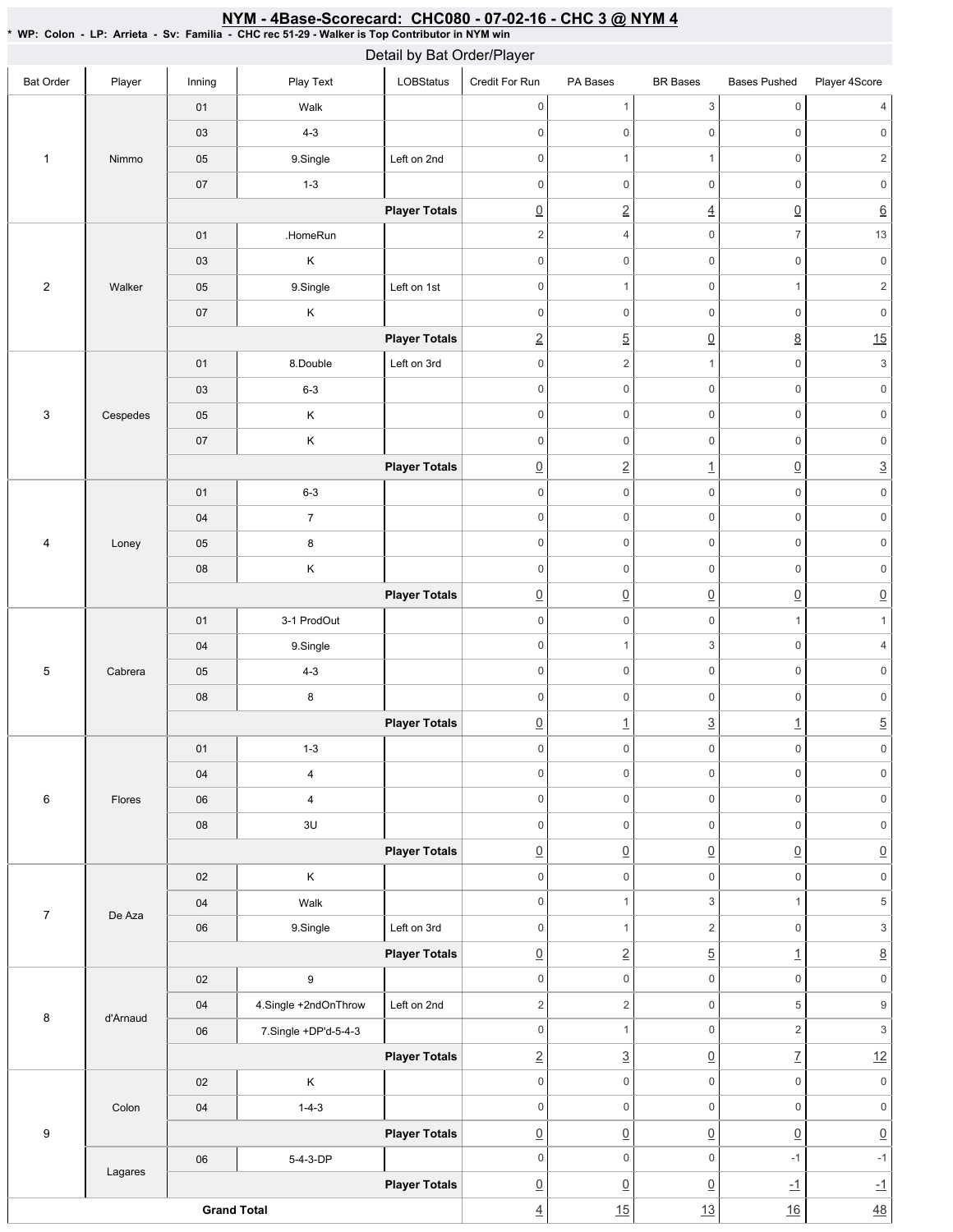# NYM - 4Base-Scorecard: CHC080 - 07-02-16 - CHC 3 @ NYM 4

* WP: Colon - LP: Arrieta - Sv: Familia - CHC rec 51-29 - Walker is Top Contributor in NYM win

## Detail by Bat Order/Player

| Bat Order | Player | Inning | Play Text | LOBStatus | Credit For Run | PA Bases | BR Bases | Bases Pushed | Player 4Score |
|---|---|---|---|---|---|---|---|---|---|
| 1 | Nimmo | 01 | Walk | | 0 | 1 | 3 | 0 | 4 |
| | | 03 | 4-3 | | 0 | 0 | 0 | 0 | 0 |
| | | 05 | 9.Single | Left on 2nd | 0 | 1 | 1 | 0 | 2 |
| | | 07 | 1-3 | | 0 | 0 | 0 | 0 | 0 |
| | | | | Player Totals | 0 | 2 | 4 | 0 | 6 |
| 2 | Walker | 01 | .HomeRun | | 2 | 4 | 0 | 7 | 13 |
| | | 03 | K | | 0 | 0 | 0 | 0 | 0 |
| | | 05 | 9.Single | Left on 1st | 0 | 1 | 0 | 1 | 2 |
| | | 07 | K | | 0 | 0 | 0 | 0 | 0 |
| | | | | Player Totals | 2 | 5 | 0 | 8 | 15 |
| 3 | Cespedes | 01 | 8.Double | Left on 3rd | 0 | 2 | 1 | 0 | 3 |
| | | 03 | 6-3 | | 0 | 0 | 0 | 0 | 0 |
| | | 05 | K | | 0 | 0 | 0 | 0 | 0 |
| | | 07 | K | | 0 | 0 | 0 | 0 | 0 |
| | | | | Player Totals | 0 | 2 | 1 | 0 | 3 |
| 4 | Loney | 01 | 6-3 | | 0 | 0 | 0 | 0 | 0 |
| | | 04 | 7 | | 0 | 0 | 0 | 0 | 0 |
| | | 05 | 8 | | 0 | 0 | 0 | 0 | 0 |
| | | 08 | K | | 0 | 0 | 0 | 0 | 0 |
| | | | | Player Totals | 0 | 0 | 0 | 0 | 0 |
| 5 | Cabrera | 01 | 3-1 ProdOut | | 0 | 0 | 0 | 1 | 1 |
| | | 04 | 9.Single | | 0 | 1 | 3 | 0 | 4 |
| | | 05 | 4-3 | | 0 | 0 | 0 | 0 | 0 |
| | | 08 | 8 | | 0 | 0 | 0 | 0 | 0 |
| | | | | Player Totals | 0 | 1 | 3 | 1 | 5 |
| 6 | Flores | 01 | 1-3 | | 0 | 0 | 0 | 0 | 0 |
| | | 04 | 4 | | 0 | 0 | 0 | 0 | 0 |
| | | 06 | 4 | | 0 | 0 | 0 | 0 | 0 |
| | | 08 | 3U | | 0 | 0 | 0 | 0 | 0 |
| | | | | Player Totals | 0 | 0 | 0 | 0 | 0 |
| 7 | De Aza | 02 | K | | 0 | 0 | 0 | 0 | 0 |
| | | 04 | Walk | | 0 | 1 | 3 | 1 | 5 |
| | | 06 | 9.Single | Left on 3rd | 0 | 1 | 2 | 0 | 3 |
| | | | | Player Totals | 0 | 2 | 5 | 1 | 8 |
| 8 | d'Arnaud | 02 | 9 | | 0 | 0 | 0 | 0 | 0 |
| | | 04 | 4.Single +2ndOnThrow | Left on 2nd | 2 | 2 | 0 | 5 | 9 |
| | | 06 | 7.Single +DP'd-5-4-3 | | 0 | 1 | 0 | 2 | 3 |
| | | | | Player Totals | 2 | 3 | 0 | 7 | 12 |
| 9 | Colon | 02 | K | | 0 | 0 | 0 | 0 | 0 |
| | | 04 | 1-4-3 | | 0 | 0 | 0 | 0 | 0 |
| | | | | Player Totals | 0 | 0 | 0 | 0 | 0 |
| | Lagares | 06 | 5-4-3-DP | | 0 | 0 | 0 | -1 | -1 |
| | | | | Player Totals | 0 | 0 | 0 | -1 | -1 |
| Grand Total | | | | | 4 | 15 | 13 | 16 | 48 |